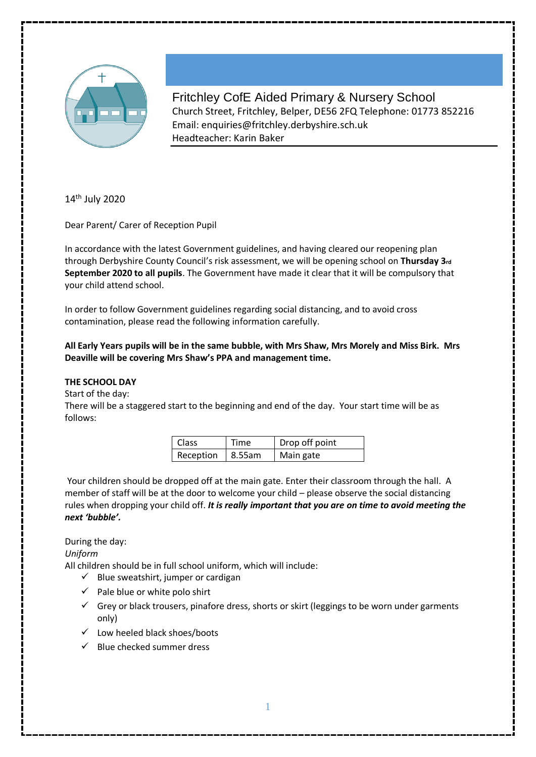# Fritchley CofE Aided Primary & Nursery School

Church Street, Fritchley, Belper, DE56 2FQ Telephone: 01773 852216
Email: enquiries@fritchley.derbyshire.sch.uk
Headteacher: Karin Baker

14th July 2020

Dear Parent/ Carer of Reception Pupil

In accordance with the latest Government guidelines, and having cleared our reopening plan through Derbyshire County Council's risk assessment, we will be opening school on **Thursday 3rd September 2020 to all pupils**. The Government have made it clear that it will be compulsory that your child attend school.

In order to follow Government guidelines regarding social distancing, and to avoid cross contamination, please read the following information carefully.

**All Early Years pupils will be in the same bubble, with Mrs Shaw, Mrs Morely and Miss Birk. Mrs Deaville will be covering Mrs Shaw's PPA and management time.**

**THE SCHOOL DAY**

Start of the day:
There will be a staggered start to the beginning and end of the day. Your start time will be as follows:

| Class | Time | Drop off point |
|---|---|---|
| Reception | 8.55am | Main gate |

Your children should be dropped off at the main gate. Enter their classroom through the hall. A member of staff will be at the door to welcome your child – please observe the social distancing rules when dropping your child off. ***It is really important that you are on time to avoid meeting the next 'bubble'.***

During the day:
*Uniform*
All children should be in full school uniform, which will include:

- ✓ Blue sweatshirt, jumper or cardigan
- ✓ Pale blue or white polo shirt
- ✓ Grey or black trousers, pinafore dress, shorts or skirt (leggings to be worn under garments only)
- ✓ Low heeled black shoes/boots
- ✓ Blue checked summer dress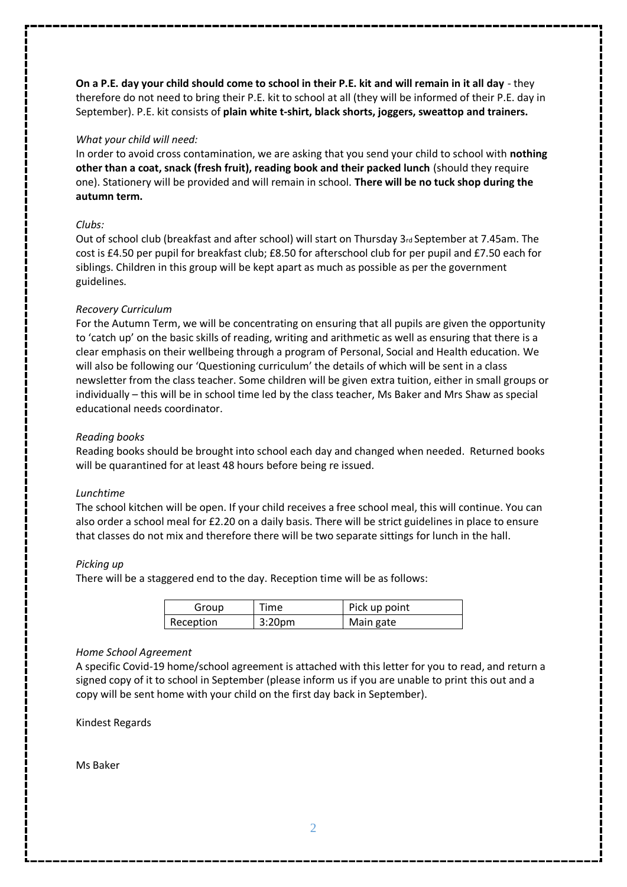**On a P.E. day your child should come to school in their P.E. kit and will remain in it all day** - they therefore do not need to bring their P.E. kit to school at all (they will be informed of their P.E. day in September). P.E. kit consists of **plain white t-shirt, black shorts, joggers, sweattop and trainers.**

*What your child will need:*

In order to avoid cross contamination, we are asking that you send your child to school with **nothing other than a coat, snack (fresh fruit), reading book and their packed lunch** (should they require one). Stationery will be provided and will remain in school. **There will be no tuck shop during the autumn term.**

*Clubs:*

Out of school club (breakfast and after school) will start on Thursday 3rd September at 7.45am. The cost is £4.50 per pupil for breakfast club; £8.50 for afterschool club for per pupil and £7.50 each for siblings. Children in this group will be kept apart as much as possible as per the government guidelines.

*Recovery Curriculum*

For the Autumn Term, we will be concentrating on ensuring that all pupils are given the opportunity to 'catch up' on the basic skills of reading, writing and arithmetic as well as ensuring that there is a clear emphasis on their wellbeing through a program of Personal, Social and Health education. We will also be following our 'Questioning curriculum' the details of which will be sent in a class newsletter from the class teacher. Some children will be given extra tuition, either in small groups or individually – this will be in school time led by the class teacher, Ms Baker and Mrs Shaw as special educational needs coordinator.

*Reading books*

Reading books should be brought into school each day and changed when needed. Returned books will be quarantined for at least 48 hours before being re issued.

*Lunchtime*

The school kitchen will be open. If your child receives a free school meal, this will continue. You can also order a school meal for £2.20 on a daily basis. There will be strict guidelines in place to ensure that classes do not mix and therefore there will be two separate sittings for lunch in the hall.

*Picking up*

There will be a staggered end to the day. Reception time will be as follows:

| Group | Time | Pick up point |
|---|---|---|
| Reception | 3:20pm | Main gate |

*Home School Agreement*

A specific Covid-19 home/school agreement is attached with this letter for you to read, and return a signed copy of it to school in September (please inform us if you are unable to print this out and a copy will be sent home with your child on the first day back in September).

Kindest Regards

Ms Baker